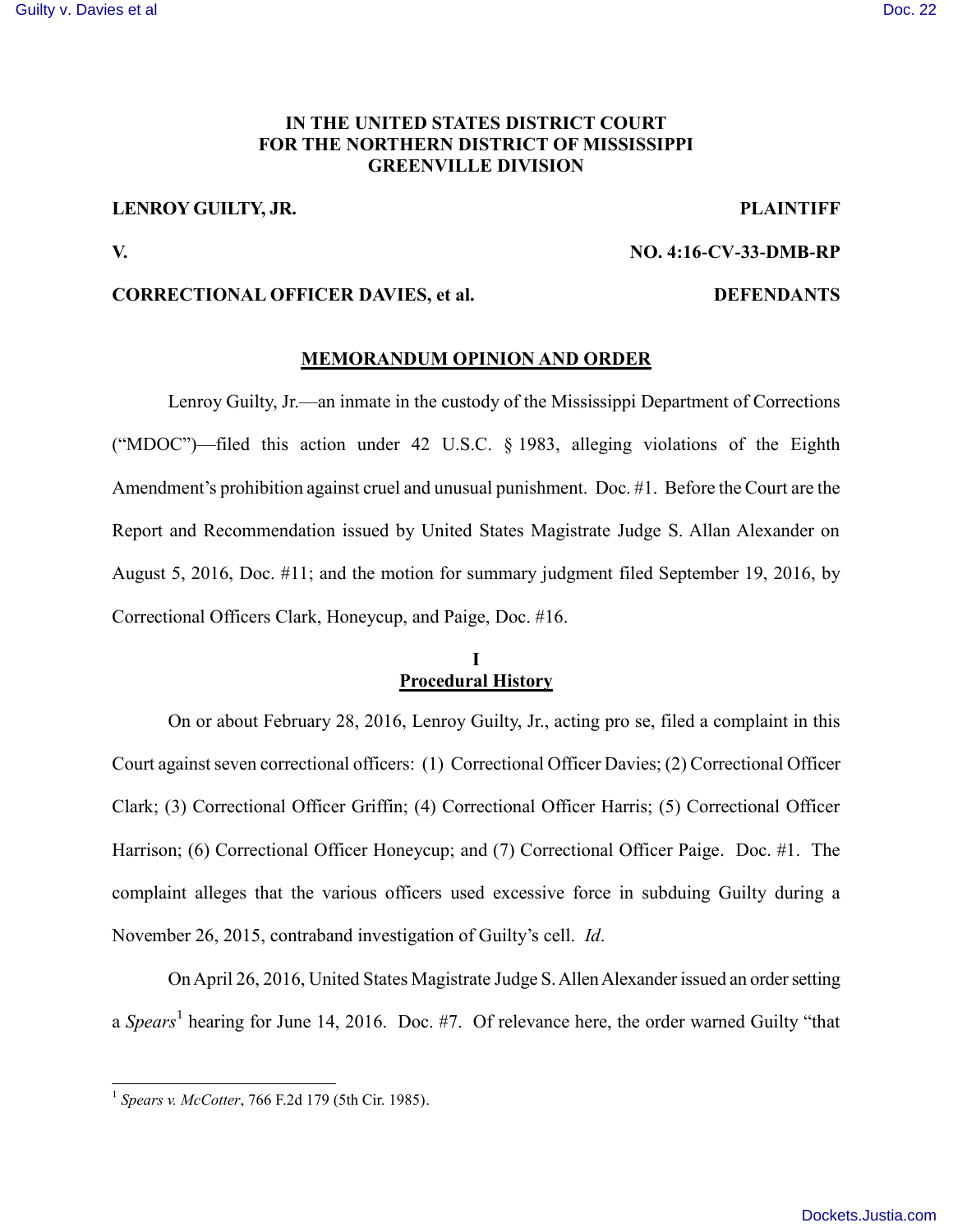**IN THE UNITED STATES DISTRICT COURT**
**FOR THE NORTHERN DISTRICT OF MISSISSIPPI**
**GREENVILLE DIVISION**

**LENROY GUILTY, JR.** **PLAINTIFF**

**V.** **NO. 4:16-CV-33-DMB-RP**

**CORRECTIONAL OFFICER DAVIES, et al.** **DEFENDANTS**

## MEMORANDUM OPINION AND ORDER

Lenroy Guilty, Jr.—an inmate in the custody of the Mississippi Department of Corrections ("MDOC")—filed this action under 42 U.S.C. § 1983, alleging violations of the Eighth Amendment's prohibition against cruel and unusual punishment. Doc. #1. Before the Court are the Report and Recommendation issued by United States Magistrate Judge S. Allan Alexander on August 5, 2016, Doc. #11; and the motion for summary judgment filed September 19, 2016, by Correctional Officers Clark, Honeycup, and Paige, Doc. #16.

## I
## Procedural History

On or about February 28, 2016, Lenroy Guilty, Jr., acting pro se, filed a complaint in this Court against seven correctional officers: (1) Correctional Officer Davies; (2) Correctional Officer Clark; (3) Correctional Officer Griffin; (4) Correctional Officer Harris; (5) Correctional Officer Harrison; (6) Correctional Officer Honeycup; and (7) Correctional Officer Paige. Doc. #1. The complaint alleges that the various officers used excessive force in subduing Guilty during a November 26, 2015, contraband investigation of Guilty's cell. *Id*.

On April 26, 2016, United States Magistrate Judge S. Allen Alexander issued an order setting a *Spears*[1] hearing for June 14, 2016. Doc. #7. Of relevance here, the order warned Guilty "that

---

[1] *Spears v. McCotter*, 766 F.2d 179 (5th Cir. 1985).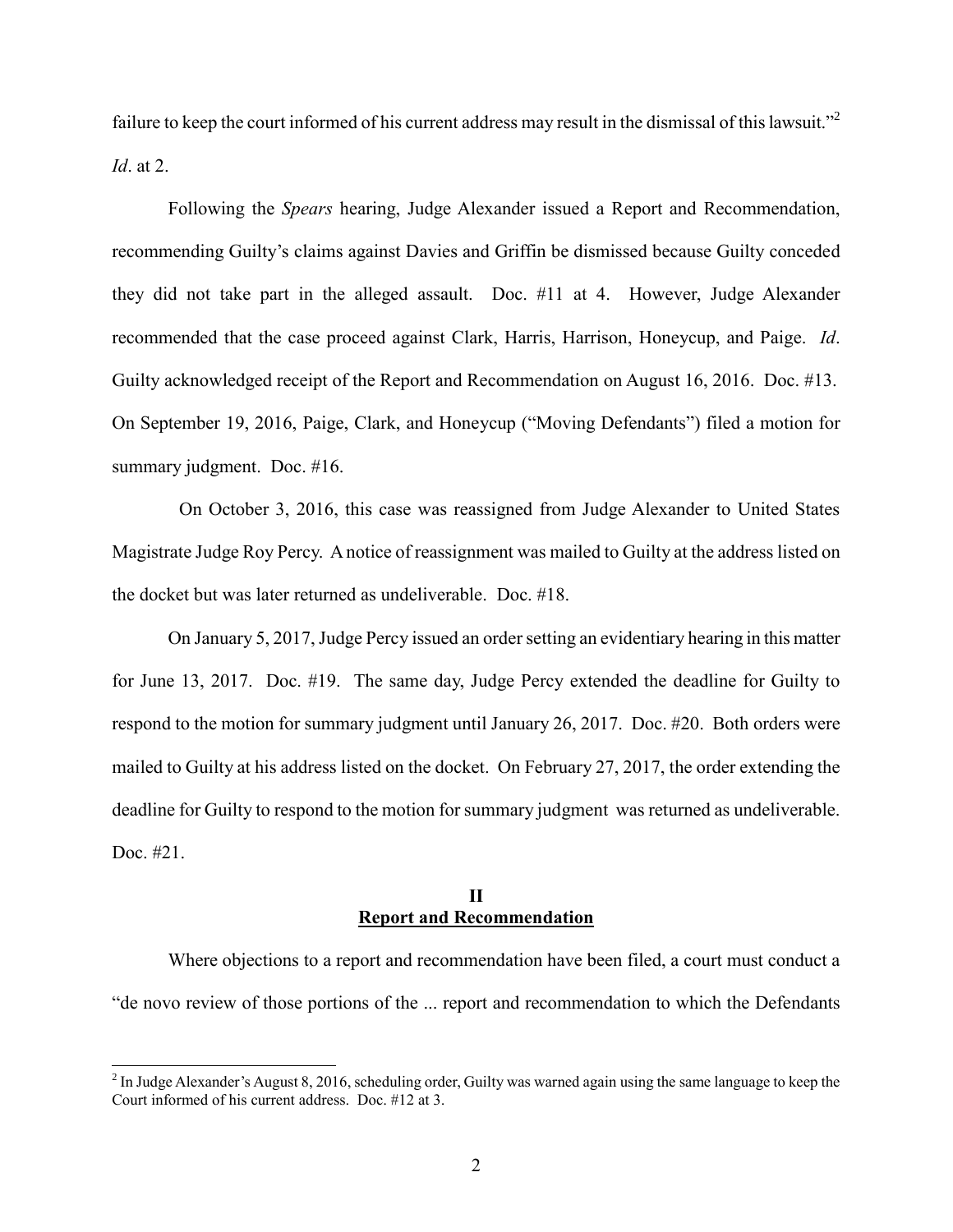failure to keep the court informed of his current address may result in the dismissal of this lawsuit."[2] *Id*. at 2.

Following the *Spears* hearing, Judge Alexander issued a Report and Recommendation, recommending Guilty's claims against Davies and Griffin be dismissed because Guilty conceded they did not take part in the alleged assault. Doc. #11 at 4. However, Judge Alexander recommended that the case proceed against Clark, Harris, Harrison, Honeycup, and Paige. *Id*. Guilty acknowledged receipt of the Report and Recommendation on August 16, 2016. Doc. #13. On September 19, 2016, Paige, Clark, and Honeycup ("Moving Defendants") filed a motion for summary judgment. Doc. #16.

On October 3, 2016, this case was reassigned from Judge Alexander to United States Magistrate Judge Roy Percy. A notice of reassignment was mailed to Guilty at the address listed on the docket but was later returned as undeliverable. Doc. #18.

On January 5, 2017, Judge Percy issued an order setting an evidentiary hearing in this matter for June 13, 2017. Doc. #19. The same day, Judge Percy extended the deadline for Guilty to respond to the motion for summary judgment until January 26, 2017. Doc. #20. Both orders were mailed to Guilty at his address listed on the docket. On February 27, 2017, the order extending the deadline for Guilty to respond to the motion for summary judgment was returned as undeliverable. Doc. #21.

## II
## Report and Recommendation

Where objections to a report and recommendation have been filed, a court must conduct a "de novo review of those portions of the ... report and recommendation to which the Defendants

[2] In Judge Alexander's August 8, 2016, scheduling order, Guilty was warned again using the same language to keep the Court informed of his current address. Doc. #12 at 3.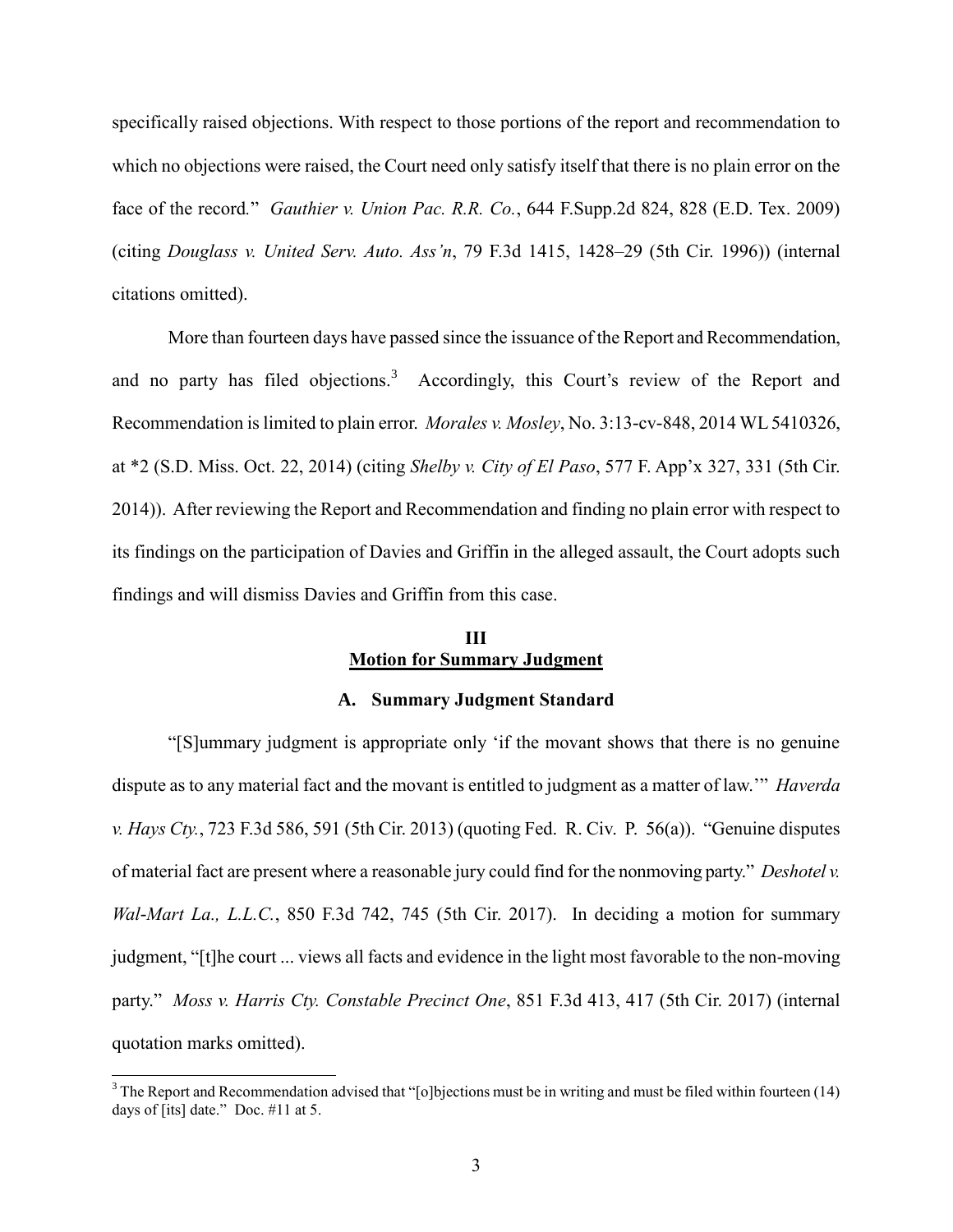specifically raised objections. With respect to those portions of the report and recommendation to which no objections were raised, the Court need only satisfy itself that there is no plain error on the face of the record." *Gauthier v. Union Pac. R.R. Co.*, 644 F.Supp.2d 824, 828 (E.D. Tex. 2009) (citing *Douglass v. United Serv. Auto. Ass'n*, 79 F.3d 1415, 1428–29 (5th Cir. 1996)) (internal citations omitted).

More than fourteen days have passed since the issuance of the Report and Recommendation, and no party has filed objections.[3] Accordingly, this Court's review of the Report and Recommendation is limited to plain error. *Morales v. Mosley*, No. 3:13-cv-848, 2014 WL 5410326, at *2 (S.D. Miss. Oct. 22, 2014) (citing *Shelby v. City of El Paso*, 577 F. App'x 327, 331 (5th Cir. 2014)). After reviewing the Report and Recommendation and finding no plain error with respect to its findings on the participation of Davies and Griffin in the alleged assault, the Court adopts such findings and will dismiss Davies and Griffin from this case.

## III
## **Motion for Summary Judgment**

### A. Summary Judgment Standard

"[S]ummary judgment is appropriate only 'if the movant shows that there is no genuine dispute as to any material fact and the movant is entitled to judgment as a matter of law.'" *Haverda v. Hays Cty.*, 723 F.3d 586, 591 (5th Cir. 2013) (quoting Fed. R. Civ. P. 56(a)). "Genuine disputes of material fact are present where a reasonable jury could find for the nonmoving party." *Deshotel v. Wal-Mart La., L.L.C.*, 850 F.3d 742, 745 (5th Cir. 2017). In deciding a motion for summary judgment, "[t]he court ... views all facts and evidence in the light most favorable to the non-moving party." *Moss v. Harris Cty. Constable Precinct One*, 851 F.3d 413, 417 (5th Cir. 2017) (internal quotation marks omitted).

---

[3] The Report and Recommendation advised that "[o]bjections must be in writing and must be filed within fourteen (14) days of [its] date." Doc. #11 at 5.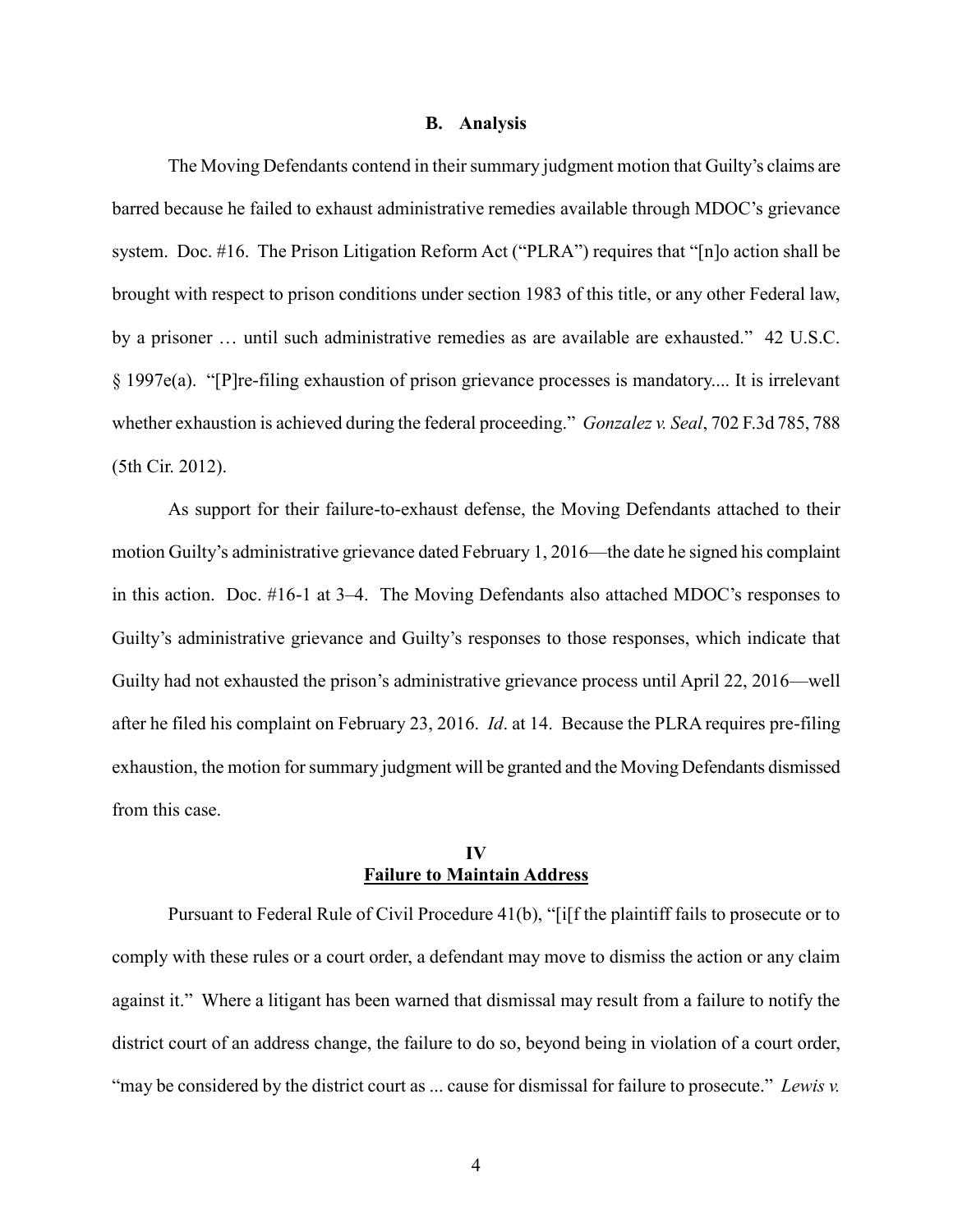### B. Analysis

The Moving Defendants contend in their summary judgment motion that Guilty's claims are barred because he failed to exhaust administrative remedies available through MDOC's grievance system. Doc. #16. The Prison Litigation Reform Act ("PLRA") requires that "[n]o action shall be brought with respect to prison conditions under section 1983 of this title, or any other Federal law, by a prisoner … until such administrative remedies as are available are exhausted." 42 U.S.C. § 1997e(a). "[P]re-filing exhaustion of prison grievance processes is mandatory.... It is irrelevant whether exhaustion is achieved during the federal proceeding." *Gonzalez v. Seal*, 702 F.3d 785, 788 (5th Cir. 2012).

As support for their failure-to-exhaust defense, the Moving Defendants attached to their motion Guilty's administrative grievance dated February 1, 2016—the date he signed his complaint in this action. Doc. #16-1 at 3–4. The Moving Defendants also attached MDOC's responses to Guilty's administrative grievance and Guilty's responses to those responses, which indicate that Guilty had not exhausted the prison's administrative grievance process until April 22, 2016—well after he filed his complaint on February 23, 2016. *Id*. at 14. Because the PLRA requires pre-filing exhaustion, the motion for summary judgment will be granted and the Moving Defendants dismissed from this case.

## IV
## Failure to Maintain Address

Pursuant to Federal Rule of Civil Procedure 41(b), "[i[f the plaintiff fails to prosecute or to comply with these rules or a court order, a defendant may move to dismiss the action or any claim against it." Where a litigant has been warned that dismissal may result from a failure to notify the district court of an address change, the failure to do so, beyond being in violation of a court order, "may be considered by the district court as ... cause for dismissal for failure to prosecute." *Lewis v.*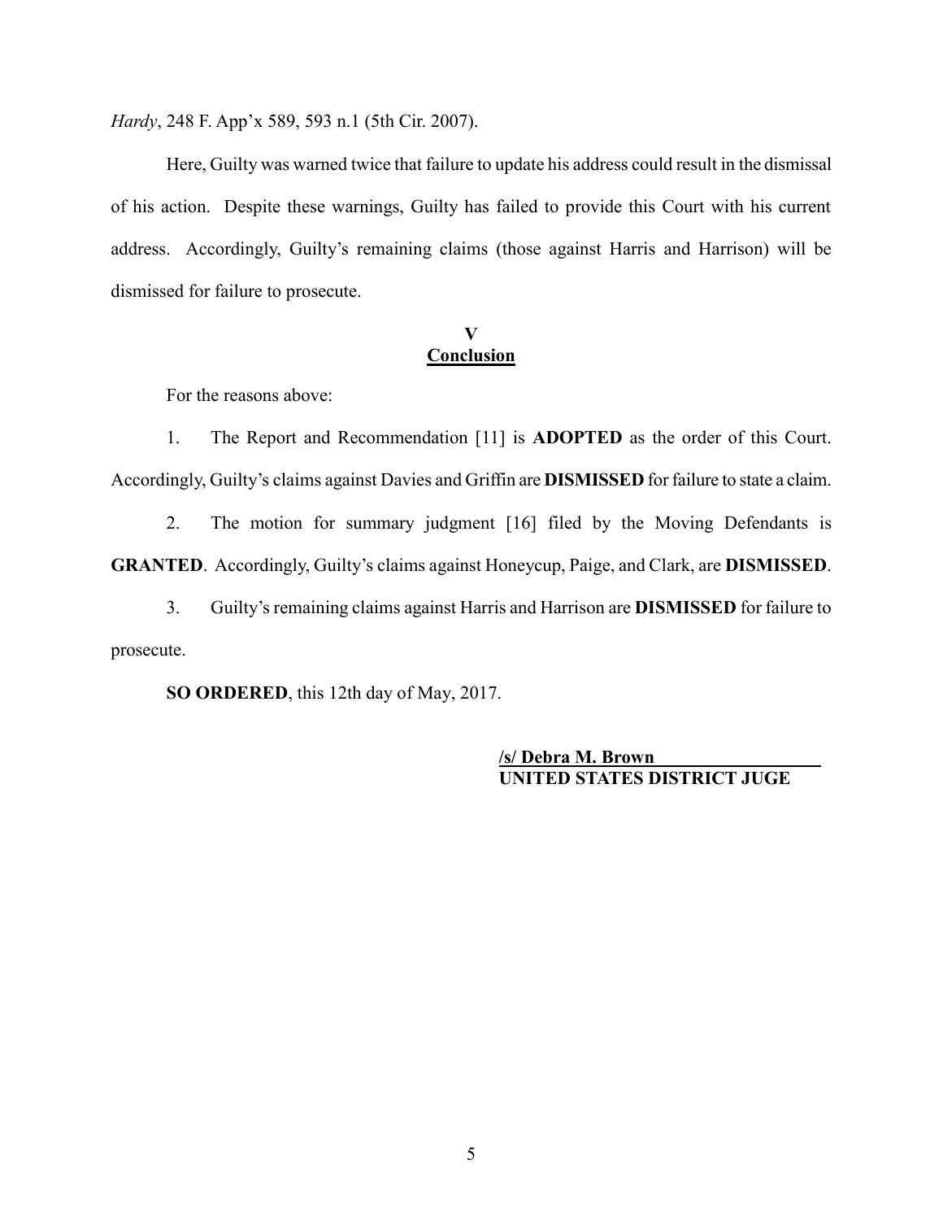*Hardy*, 248 F. App'x 589, 593 n.1 (5th Cir. 2007).

Here, Guilty was warned twice that failure to update his address could result in the dismissal of his action. Despite these warnings, Guilty has failed to provide this Court with his current address. Accordingly, Guilty's remaining claims (those against Harris and Harrison) will be dismissed for failure to prosecute.

## V
## Conclusion

For the reasons above:

1. The Report and Recommendation [11] is **ADOPTED** as the order of this Court. Accordingly, Guilty's claims against Davies and Griffin are **DISMISSED** for failure to state a claim.

2. The motion for summary judgment [16] filed by the Moving Defendants is **GRANTED**. Accordingly, Guilty's claims against Honeycup, Paige, and Clark, are **DISMISSED**.

3. Guilty's remaining claims against Harris and Harrison are **DISMISSED** for failure to prosecute.

**SO ORDERED**, this 12th day of May, 2017.

**/s/ Debra M. Brown**
**UNITED STATES DISTRICT JUGE**